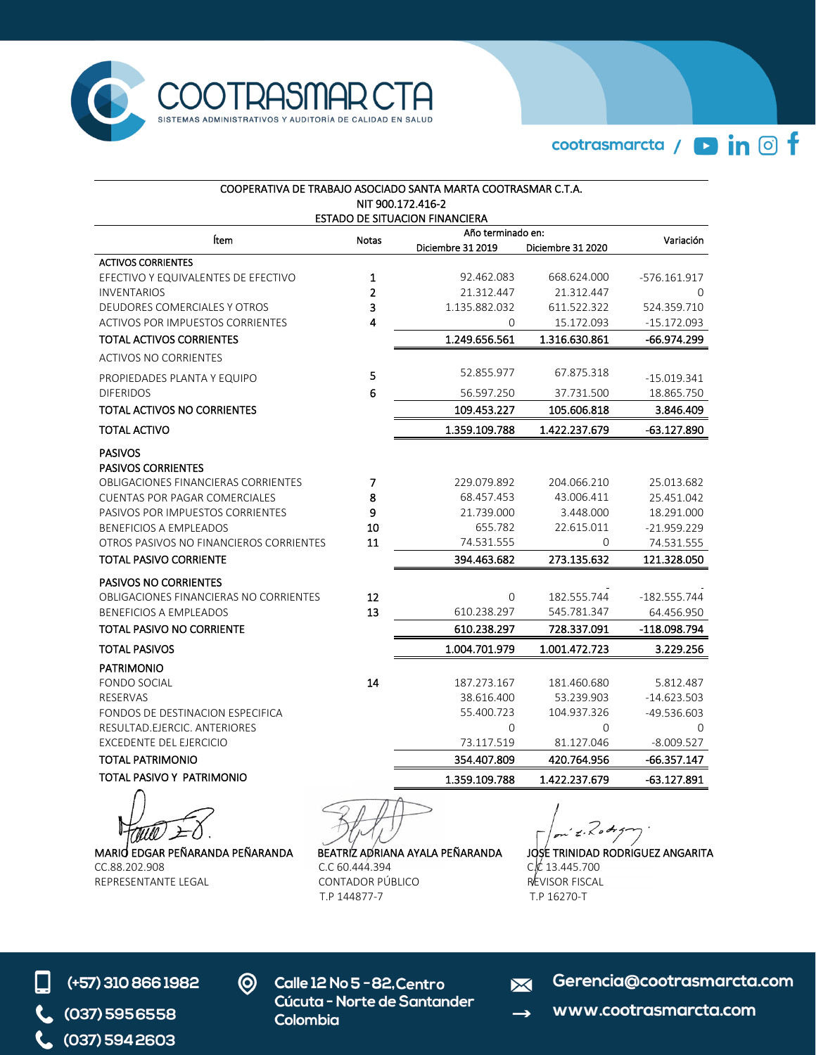**COOTRASMAR CTA**
SISTEMAS ADMINISTRATIVOS Y AUDITORÍA DE CALIDAD EN SALUD

cootrasmarcta /

COOPERATIVA DE TRABAJO ASOCIADO SANTA MARTA COOTRASMAR C.T.A.
NIT 900.172.416-2
ESTADO DE SITUACION FINANCIERA

| Ítem | Notas | Año terminado en: Diciembre 31 2019 | Diciembre 31 2020 | Variación |
|---|---|---|---|---|
| **ACTIVOS CORRIENTES** | | | | |
| EFECTIVO Y EQUIVALENTES DE EFECTIVO | 1 | 92.462.083 | 668.624.000 | -576.161.917 |
| INVENTARIOS | 2 | 21.312.447 | 21.312.447 | 0 |
| DEUDORES COMERCIALES Y OTROS | 3 | 1.135.882.032 | 611.522.322 | 524.359.710 |
| ACTIVOS POR IMPUESTOS CORRIENTES | 4 | 0 | 15.172.093 | -15.172.093 |
| **TOTAL ACTIVOS CORRIENTES** | | **1.249.656.561** | **1.316.630.861** | **-66.974.299** |
| ACTIVOS NO CORRIENTES | | | | |
| PROPIEDADES PLANTA Y EQUIPO | 5 | 52.855.977 | 67.875.318 | -15.019.341 |
| DIFERIDOS | 6 | 56.597.250 | 37.731.500 | 18.865.750 |
| **TOTAL ACTIVOS NO CORRIENTES** | | **109.453.227** | **105.606.818** | **3.846.409** |
| **TOTAL ACTIVO** | | **1.359.109.788** | **1.422.237.679** | **-63.127.890** |
| **PASIVOS** | | | | |
| **PASIVOS CORRIENTES** | | | | |
| OBLIGACIONES FINANCIERAS CORRIENTES | 7 | 229.079.892 | 204.066.210 | 25.013.682 |
| CUENTAS POR PAGAR COMERCIALES | 8 | 68.457.453 | 43.006.411 | 25.451.042 |
| PASIVOS POR IMPUESTOS CORRIENTES | 9 | 21.739.000 | 3.448.000 | 18.291.000 |
| BENEFICIOS A EMPLEADOS | 10 | 655.782 | 22.615.011 | -21.959.229 |
| OTROS PASIVOS NO FINANCIEROS CORRIENTES | 11 | 74.531.555 | 0 | 74.531.555 |
| **TOTAL PASIVO CORRIENTE** | | **394.463.682** | **273.135.632** | **121.328.050** |
| **PASIVOS NO CORRIENTES** | | | | |
| OBLIGACIONES FINANCIERAS NO CORRIENTES | 12 | 0 | 182.555.744 | -182.555.744 |
| BENEFICIOS A EMPLEADOS | 13 | 610.238.297 | 545.781.347 | 64.456.950 |
| **TOTAL PASIVO NO CORRIENTE** | | **610.238.297** | **728.337.091** | **-118.098.794** |
| **TOTAL PASIVOS** | | **1.004.701.979** | **1.001.472.723** | **3.229.256** |
| **PATRIMONIO** | | | | |
| FONDO SOCIAL | 14 | 187.273.167 | 181.460.680 | 5.812.487 |
| RESERVAS | | 38.616.400 | 53.239.903 | -14.623.503 |
| FONDOS DE DESTINACION ESPECIFICA | | 55.400.723 | 104.937.326 | -49.536.603 |
| RESULTAD.EJERCIC. ANTERIORES | | 0 | 0 | 0 |
| EXCEDENTE DEL EJERCICIO | | 73.117.519 | 81.127.046 | -8.009.527 |
| **TOTAL PATRIMONIO** | | **354.407.809** | **420.764.956** | **-66.357.147** |
| **TOTAL PASIVO Y PATRIMONIO** | | **1.359.109.788** | **1.422.237.679** | **-63.127.891** |

| | | |
|---|---|---|
| MARIO EDGAR PEÑARANDA PEÑARANDA | BEATRIZ ADRIANA AYALA PEÑARANDA | JOSE TRINIDAD RODRIGUEZ ANGARITA |
| CC.88.202.908 | C.C 60.444.394 | C.C 13.445.700 |
| REPRESENTANTE LEGAL | CONTADOR PÚBLICO | REVISOR FISCAL |
| | T.P 144877-7 | T.P 16270-T |

(+57) 310 866 1982
(037) 595 6558
(037) 594 2603
Calle 12 No 5 - 82, Centro
Cúcuta - Norte de Santander
Colombia
Gerencia@cootrasmarcta.com
www.cootrasmarcta.com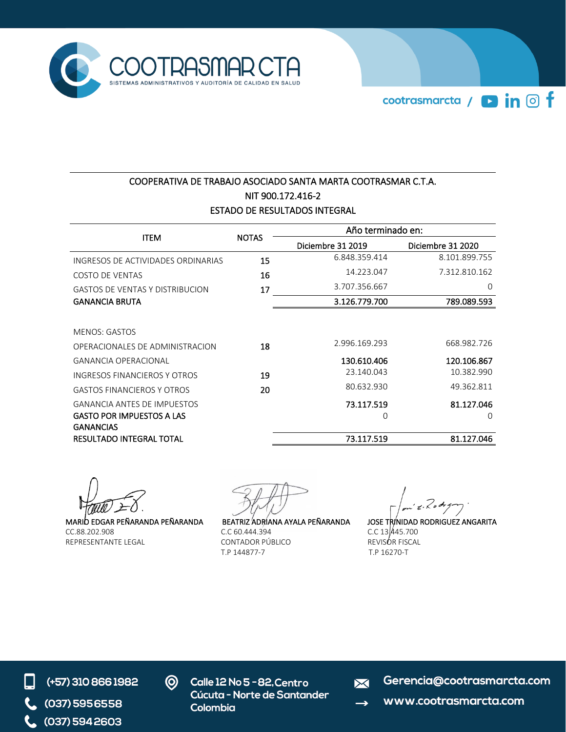COOPERATIVA DE TRABAJO ASOCIADO SANTA MARTA COOTRASMAR C.T.A.

NIT 900.172.416-2

ESTADO DE RESULTADOS INTEGRAL

| ITEM | NOTAS | Año terminado en: | |
|---|---|---|---|
| | | Diciembre 31 2019 | Diciembre 31 2020 |
| INGRESOS DE ACTIVIDADES ORDINARIAS | 15 | 6.848.359.414 | 8.101.899.755 |
| COSTO DE VENTAS | 16 | 14.223.047 | 7.312.810.162 |
| GASTOS DE VENTAS Y DISTRIBUCION | 17 | 3.707.356.667 | 0 |
| **GANANCIA BRUTA** | | **3.126.779.700** | **789.089.593** |
| MENOS: GASTOS | | | |
| OPERACIONALES DE ADMINISTRACION | 18 | 2.996.169.293 | 668.982.726 |
| GANANCIA OPERACIONAL | | **130.610.406** | **120.106.867** |
| INGRESOS FINANCIEROS Y OTROS | 19 | 23.140.043 | 10.382.990 |
| GASTOS FINANCIEROS Y OTROS | 20 | 80.632.930 | 49.362.811 |
| GANANCIA ANTES DE IMPUESTOS | | **73.117.519** | **81.127.046** |
| **GASTO POR IMPUESTOS A LAS GANANCIAS** | | 0 | 0 |
| **RESULTADO INTEGRAL TOTAL** | | **73.117.519** | **81.127.046** |

MARIO EDGAR PEÑARANDA PEÑARANDA
CC.88.202.908
REPRESENTANTE LEGAL

BEATRIZ ADRIANA AYALA PEÑARANDA
C.C 60.444.394
CONTADOR PÚBLICO
T.P 144877-7

JOSE TRINIDAD RODRIGUEZ ANGARITA
C.C 13.445.700
REVISOR FISCAL
T.P 16270-T